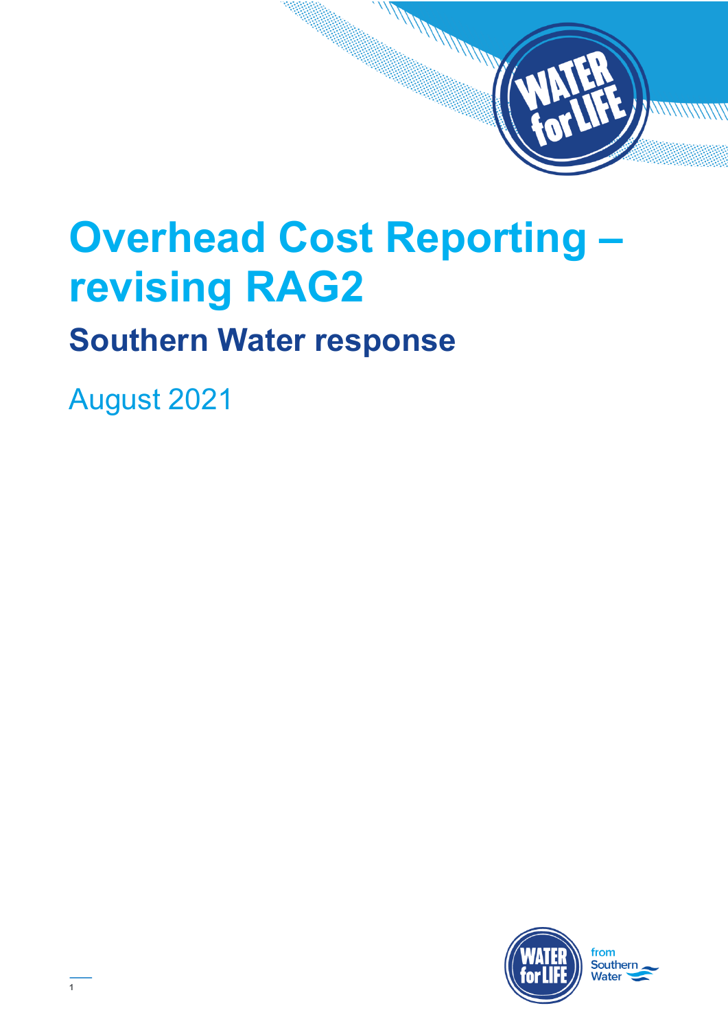# Overhead Cost Reporting – revising RAG2

## Southern Water response

August 2021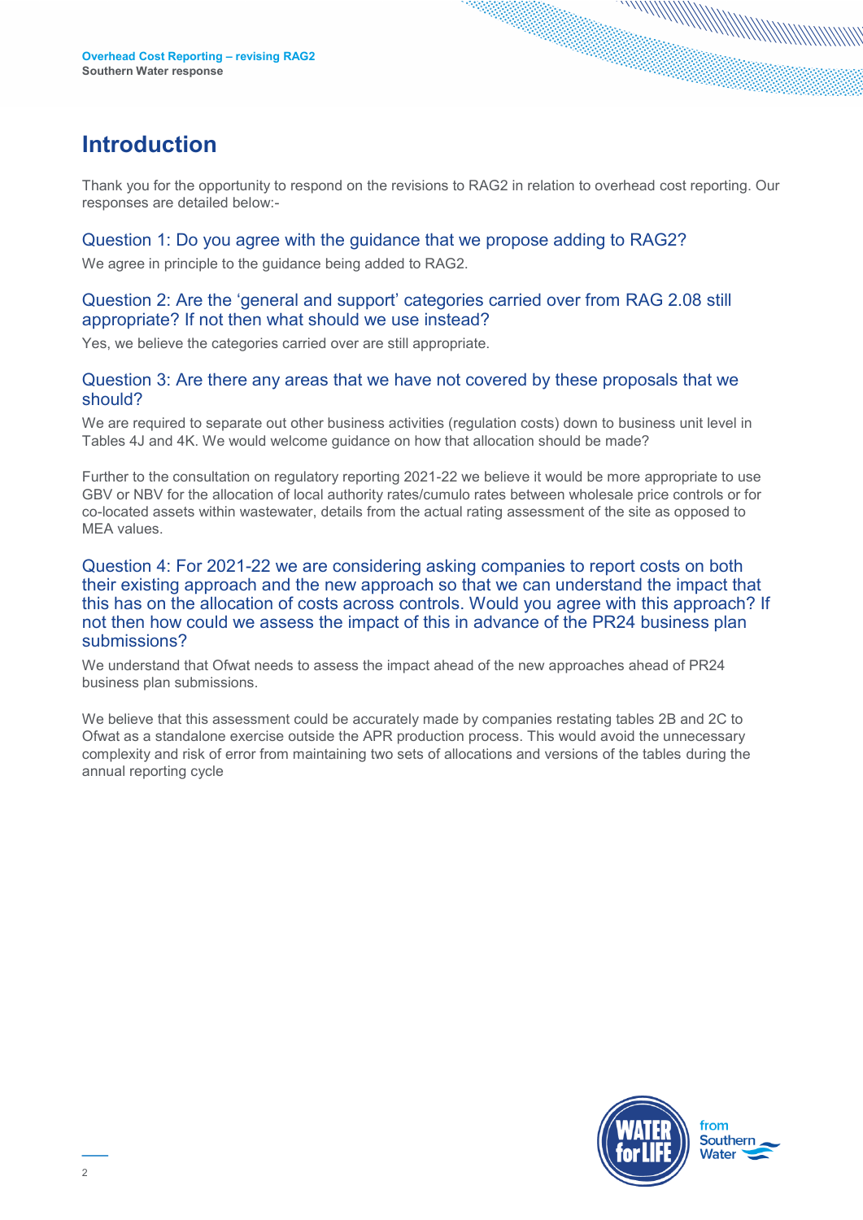# Introduction

Thank you for the opportunity to respond on the revisions to RAG2 in relation to overhead cost reporting. Our responses are detailed below:-

## Question 1: Do you agree with the guidance that we propose adding to RAG2?

We agree in principle to the guidance being added to RAG2.

## Question 2: Are the 'general and support' categories carried over from RAG 2.08 still appropriate? If not then what should we use instead?

Yes, we believe the categories carried over are still appropriate.

## Question 3: Are there any areas that we have not covered by these proposals that we should?

We are required to separate out other business activities (regulation costs) down to business unit level in Tables 4J and 4K. We would welcome guidance on how that allocation should be made?

Further to the consultation on regulatory reporting 2021-22 we believe it would be more appropriate to use GBV or NBV for the allocation of local authority rates/cumulo rates between wholesale price controls or for co-located assets within wastewater, details from the actual rating assessment of the site as opposed to MEA values.

## Question 4: For 2021-22 we are considering asking companies to report costs on both their existing approach and the new approach so that we can understand the impact that this has on the allocation of costs across controls. Would you agree with this approach? If not then how could we assess the impact of this in advance of the PR24 business plan submissions?

We understand that Ofwat needs to assess the impact ahead of the new approaches ahead of PR24 business plan submissions.

We believe that this assessment could be accurately made by companies restating tables 2B and 2C to Ofwat as a standalone exercise outside the APR production process. This would avoid the unnecessary complexity and risk of error from maintaining two sets of allocations and versions of the tables during the annual reporting cycle